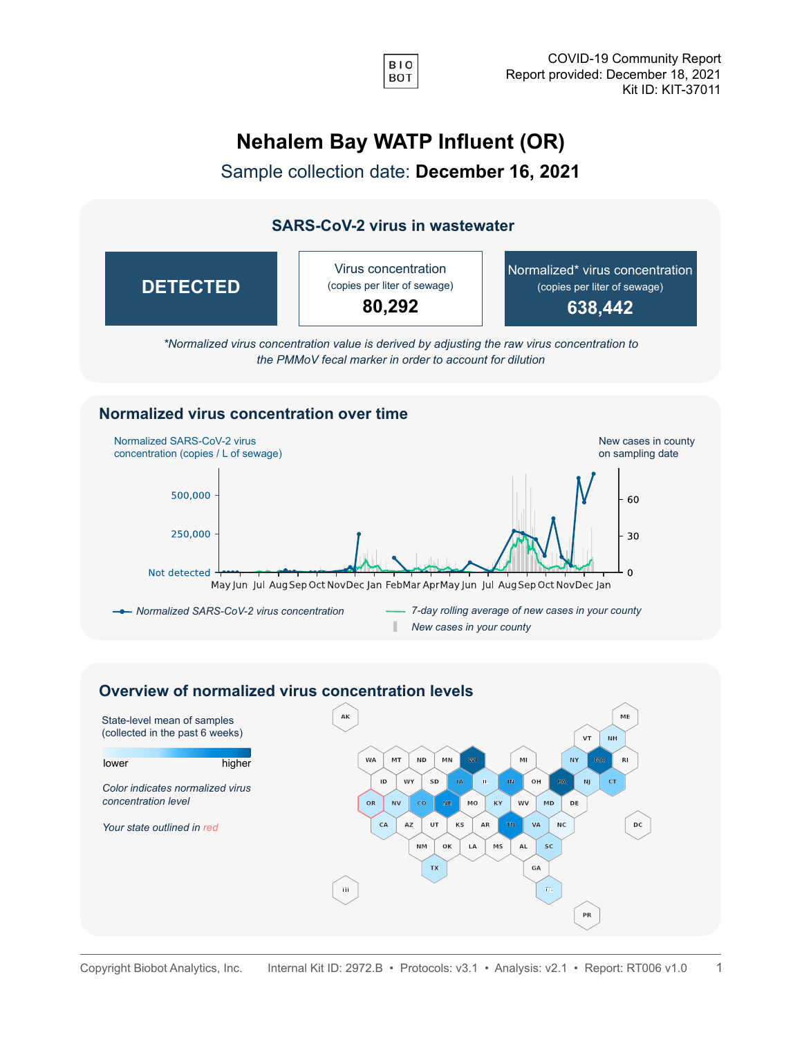BIO BOT

COVID-19 Community Report
Report provided: December 18, 2021
Kit ID: KIT-37011

# Nehalem Bay WATP Influent (OR)

## Sample collection date: **December 16, 2021**

### SARS-CoV-2 virus in wastewater

| **DETECTED** | Virus concentration (copies per liter of sewage) | Normalized* virus concentration (copies per liter of sewage) |
|---|---|---|
| | **80,292** | **638,442** |

*\*Normalized virus concentration value is derived by adjusting the raw virus concentration to the PMMoV fecal marker in order to account for dilution*

### Normalized virus concentration over time

Normalized SARS-CoV-2 virus concentration (copies / L of sewage)

New cases in county on sampling date

500,000
250,000
Not detected

60
30
0

May Jun Jul Aug Sep Oct Nov Dec Jan Feb Mar Apr May Jun Jul Aug Sep Oct Nov Dec Jan

*Normalized SARS-CoV-2 virus concentration*
*7-day rolling average of new cases in your county*
*New cases in your county*

### Overview of normalized virus concentration levels

State-level mean of samples (collected in the past 6 weeks)

lower — higher

*Color indicates normalized virus concentration level*

*Your state outlined in red*

AK, ME, VT, NH, WA, MT, ND, MN, WI, MI, NY, MA, RI, ID, WY, SD, IA, IL, IN, OH, PA, NJ, CT, OR, NV, CO, NE, MO, KY, WV, MD, DE, CA, AZ, UT, KS, AR, TN, VA, NC, DC, NM, OK, LA, MS, AL, SC, TX, GA, HI, FL, PR

Copyright Biobot Analytics, Inc. Internal Kit ID: 2972.B • Protocols: v3.1 • Analysis: v2.1 • Report: RT006 v1.0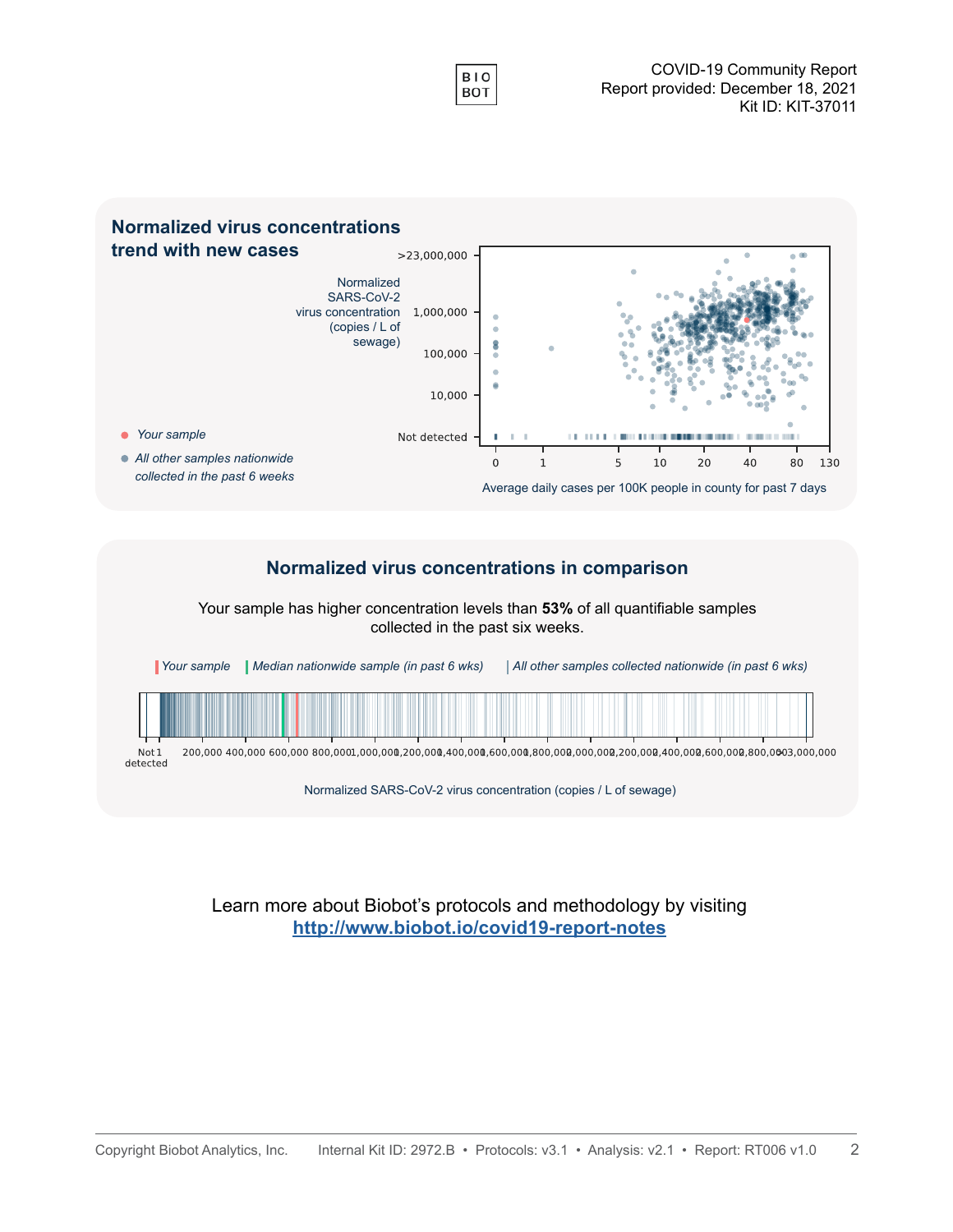COVID-19 Community Report
Report provided: December 18, 2021
Kit ID: KIT-37011

## Normalized virus concentrations trend with new cases

Normalized SARS-CoV-2 virus concentration (copies / L of sewage)

>23,000,000
1,000,000
100,000
10,000
Not detected

0 1 5 10 20 40 80 130

Average daily cases per 100K people in county for past 7 days

*Your sample*

*All other samples nationwide collected in the past 6 weeks*

## Normalized virus concentrations in comparison

Your sample has higher concentration levels than **53%** of all quantifiable samples collected in the past six weeks.

*Your sample* | *Median nationwide sample (in past 6 wks)* | *All other samples collected nationwide (in past 6 wks)*

Not detected 1 200,000 400,000 600,000 800,000 1,000,000 1,200,000 1,400,000 1,600,000 1,800,000 2,000,000 2,200,000 2,400,000 2,600,000 2,800,000 3,000,000

Normalized SARS-CoV-2 virus concentration (copies / L of sewage)

Learn more about Biobot's protocols and methodology by visiting
**http://www.biobot.io/covid19-report-notes**

Copyright Biobot Analytics, Inc. Internal Kit ID: 2972.B • Protocols: v3.1 • Analysis: v2.1 • Report: RT006 v1.0